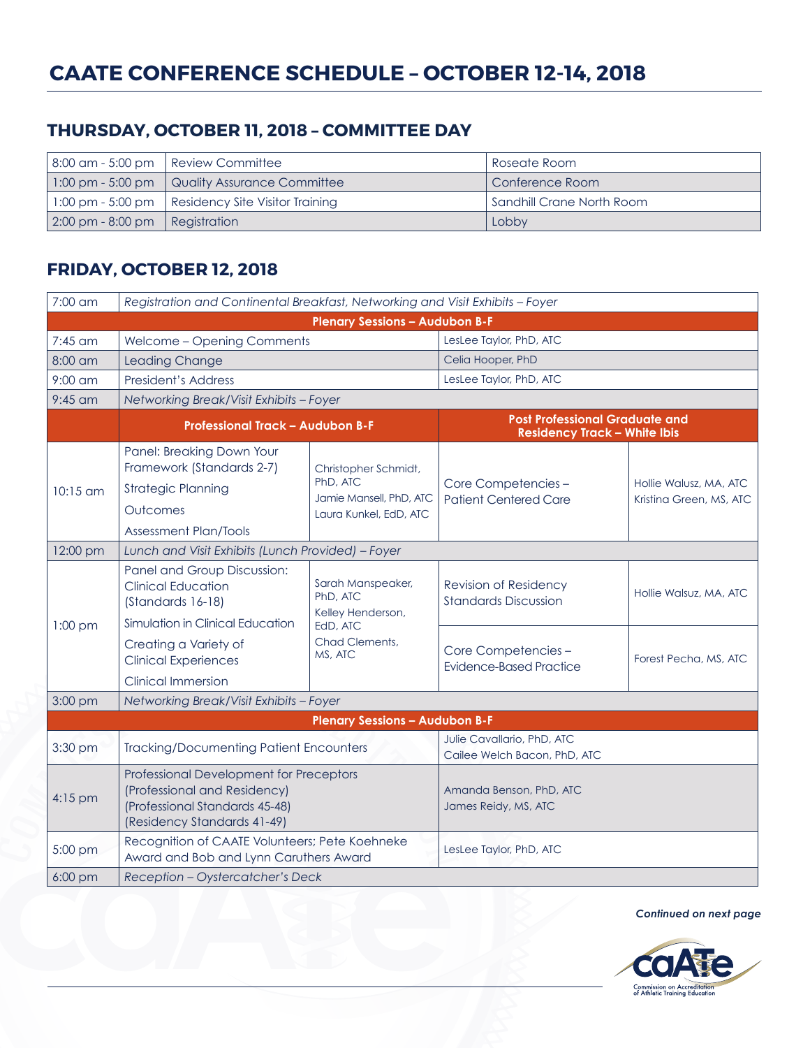# CAATE CONFERENCE SCHEDULE – OCTOBER 12-14, 2018

## THURSDAY, OCTOBER 11, 2018 – COMMITTEE DAY

| | | |
|---|---|---|
| 8:00 am - 5:00 pm | Review Committee | Roseate Room |
| 1:00 pm - 5:00 pm | Quality Assurance Committee | Conference Room |
| 1:00 pm - 5:00 pm | Residency Site Visitor Training | Sandhill Crane North Room |
| 2:00 pm - 8:00 pm | Registration | Lobby |

## FRIDAY, OCTOBER 12, 2018

| | | | | |
|---|---|---|---|---|
| 7:00 am | *Registration and Continental Breakfast, Networking and Visit Exhibits – Foyer* | | | |
| | **Plenary Sessions – Audubon B-F** | | | |
| 7:45 am | Welcome – Opening Comments | | LesLee Taylor, PhD, ATC | |
| 8:00 am | Leading Change | | Celia Hooper, PhD | |
| 9:00 am | President's Address | | LesLee Taylor, PhD, ATC | |
| 9:45 am | *Networking Break/Visit Exhibits – Foyer* | | | |
| | **Professional Track – Audubon B-F** | | **Post Professional Graduate and Residency Track – White Ibis** | |
| 10:15 am | Panel: Breaking Down Your Framework (Standards 2-7)<br>Strategic Planning<br>Outcomes<br>Assessment Plan/Tools | Christopher Schmidt, PhD, ATC<br>Jamie Mansell, PhD, ATC<br>Laura Kunkel, EdD, ATC | Core Competencies – Patient Centered Care | Hollie Walsuz, MA, ATC<br>Kristina Green, MS, ATC |
| 12:00 pm | *Lunch and Visit Exhibits (Lunch Provided) – Foyer* | | | |
| 1:00 pm | Panel and Group Discussion: Clinical Education (Standards 16-18)<br>Simulation in Clinical Education<br>Creating a Variety of Clinical Experiences<br>Clinical Immersion | Sarah Manspeaker, PhD, ATC<br>Kelley Henderson, EdD, ATC<br>Chad Clements, MS, ATC | Revision of Residency Standards Discussion | Hollie Walsuz, MA, ATC |
| | | | Core Competencies – Evidence-Based Practice | Forest Pecha, MS, ATC |
| 3:00 pm | *Networking Break/Visit Exhibits – Foyer* | | | |
| | **Plenary Sessions – Audubon B-F** | | | |
| 3:30 pm | Tracking/Documenting Patient Encounters | | Julie Cavallario, PhD, ATC<br>Cailee Welch Bacon, PhD, ATC | |
| 4:15 pm | Professional Development for Preceptors (Professional and Residency) (Professional Standards 45-48) (Residency Standards 41-49) | | Amanda Benson, PhD, ATC<br>James Reidy, MS, ATC | |
| 5:00 pm | Recognition of CAATE Volunteers; Pete Koehneke Award and Bob and Lynn Caruthers Award | | LesLee Taylor, PhD, ATC | |
| 6:00 pm | *Reception – Oystercatcher's Deck* | | | |

***Continued on next page***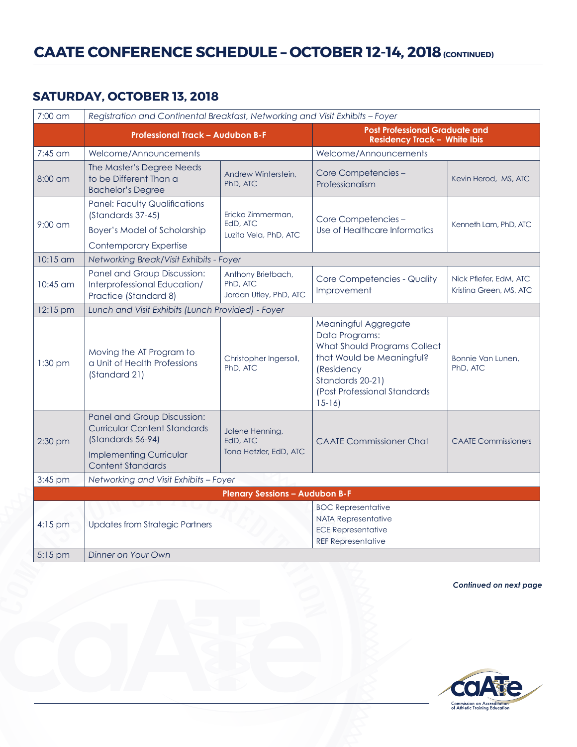# CAATE CONFERENCE SCHEDULE – OCTOBER 12-14, 2018 (CONTINUED)

## SATURDAY, OCTOBER 13, 2018

| Time | Professional Track – Audubon B-F | | Post Professional Graduate and Residency Track – White Ibis | |
|---|---|---|---|---|
| 7:00 am | *Registration and Continental Breakfast, Networking and Visit Exhibits – Foyer* | | | |
| 7:45 am | Welcome/Announcements | | Welcome/Announcements | |
| 8:00 am | The Master's Degree Needs to be Different Than a Bachelor's Degree | Andrew Winterstein, PhD, ATC | Core Competencies – Professionalism | Kevin Herod, MS, ATC |
| 9:00 am | Panel: Faculty Qualifications (Standards 37-45)<br>Boyer's Model of Scholarship<br>Contemporary Expertise | Ericka Zimmerman, EdD, ATC<br>Luzita Vela, PhD, ATC | Core Competencies – Use of Healthcare Informatics | Kenneth Lam, PhD, ATC |
| 10:15 am | *Networking Break/Visit Exhibits - Foyer* | | | |
| 10:45 am | Panel and Group Discussion: Interprofessional Education/ Practice (Standard 8) | Anthony Brietbach, PhD, ATC<br>Jordan Utley, PhD, ATC | Core Competencies - Quality Improvement | Nick Pfiefer, EdM, ATC<br>Kristina Green, MS, ATC |
| 12:15 pm | *Lunch and Visit Exhibits (Lunch Provided) - Foyer* | | | |
| 1:30 pm | Moving the AT Program to a Unit of Health Professions (Standard 21) | Christopher Ingersoll, PhD, ATC | Meaningful Aggregate Data Programs: What Should Programs Collect that Would be Meaningful? (Residency Standards 20-21) (Post Professional Standards 15-16) | Bonnie Van Lunen, PhD, ATC |
| 2:30 pm | Panel and Group Discussion: Curricular Content Standards (Standards 56-94)<br>Implementing Curricular Content Standards | Jolene Henning, EdD, ATC<br>Tona Hetzler, EdD, ATC | CAATE Commissioner Chat | CAATE Commissioners |
| 3:45 pm | *Networking and Visit Exhibits – Foyer* | | | |
| | **Plenary Sessions – Audubon B-F** | | | |
| 4:15 pm | Updates from Strategic Partners | | BOC Representative<br>NATA Representative<br>ECE Representative<br>REF Representative | |
| 5:15 pm | *Dinner on Your Own* | | | |

***Continued on next page***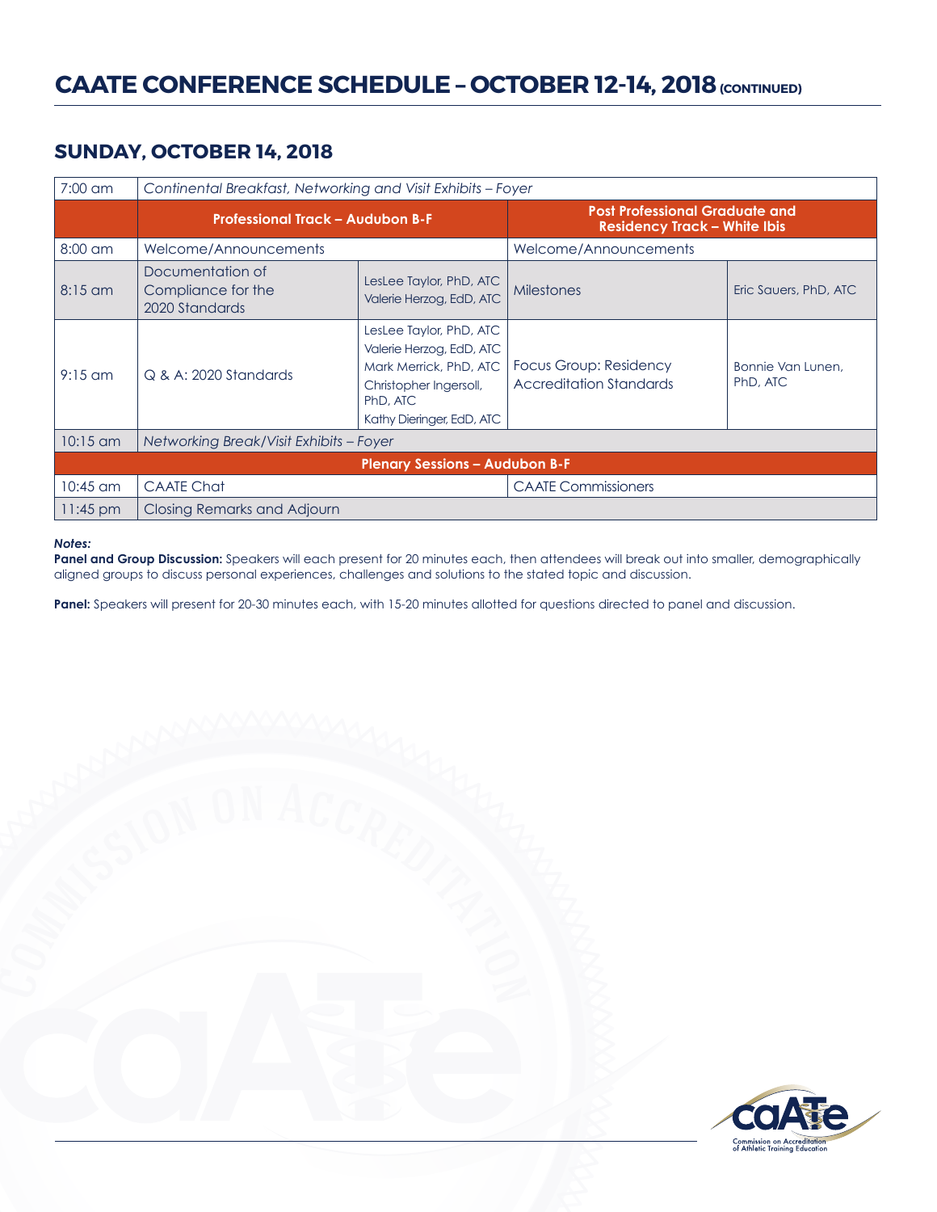# CAATE CONFERENCE SCHEDULE – OCTOBER 12-14, 2018 (CONTINUED)

## SUNDAY, OCTOBER 14, 2018

| | | | | |
|---|---|---|---|---|
| 7:00 am | *Continental Breakfast, Networking and Visit Exhibits – Foyer* | | | |
| | **Professional Track – Audubon B-F** | | **Post Professional Graduate and Residency Track – White Ibis** | |
| 8:00 am | Welcome/Announcements | | Welcome/Announcements | |
| 8:15 am | Documentation of Compliance for the 2020 Standards | LesLee Taylor, PhD, ATC<br>Valerie Herzog, EdD, ATC | Milestones | Eric Sauers, PhD, ATC |
| 9:15 am | Q & A: 2020 Standards | LesLee Taylor, PhD, ATC<br>Valerie Herzog, EdD, ATC<br>Mark Merrick, PhD, ATC<br>Christopher Ingersoll, PhD, ATC<br>Kathy Dieringer, EdD, ATC | Focus Group: Residency Accreditation Standards | Bonnie Van Lunen, PhD, ATC |
| 10:15 am | *Networking Break/Visit Exhibits – Foyer* | | | |
| | **Plenary Sessions – Audubon B-F** | | | |
| 10:45 am | CAATE Chat | | CAATE Commissioners | |
| 11:45 pm | Closing Remarks and Adjourn | | | |

***Notes:***

**Panel and Group Discussion:** Speakers will each present for 20 minutes each, then attendees will break out into smaller, demographically aligned groups to discuss personal experiences, challenges and solutions to the stated topic and discussion.

**Panel:** Speakers will present for 20-30 minutes each, with 15-20 minutes allotted for questions directed to panel and discussion.